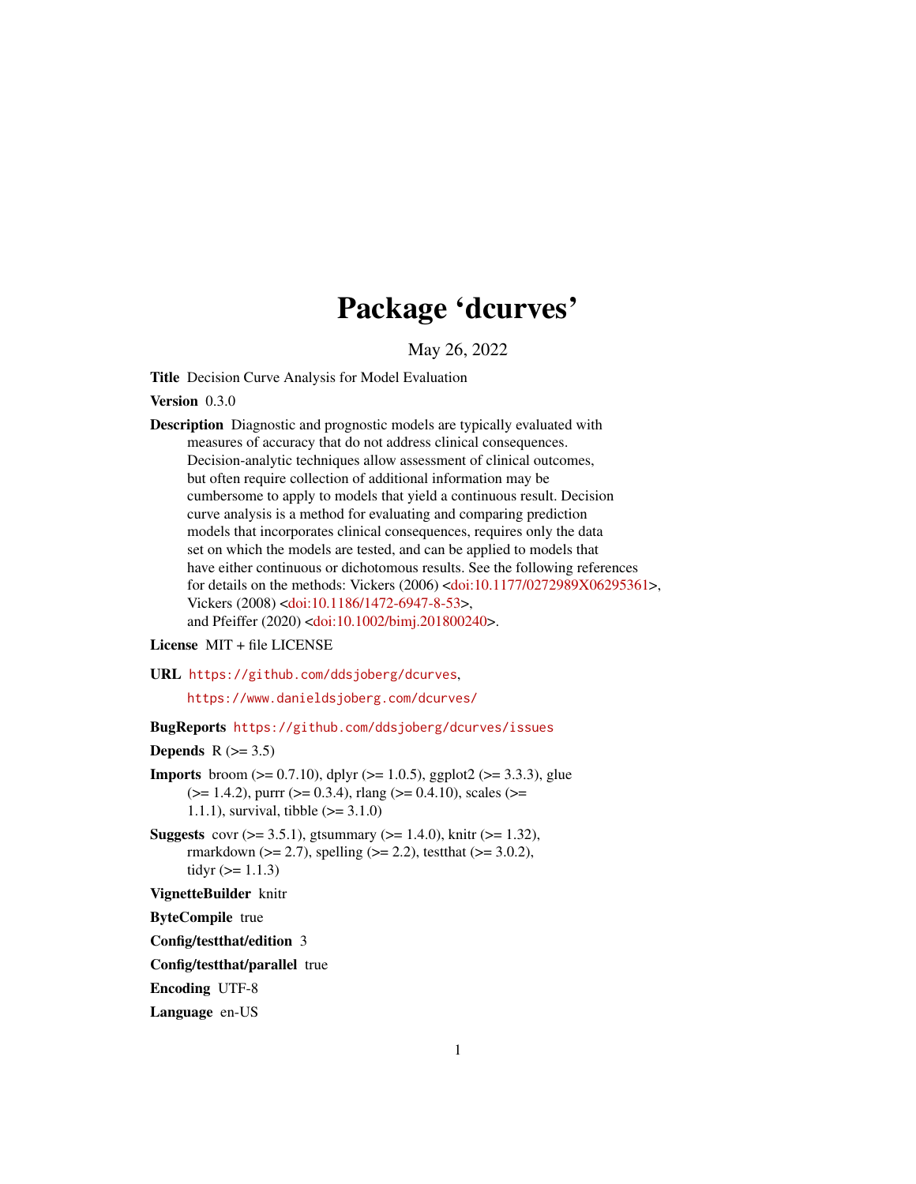# Package ‘dcurves’

May 26, 2022

**Title** Decision Curve Analysis for Model Evaluation

**Version** 0.3.0

**Description** Diagnostic and prognostic models are typically evaluated with measures of accuracy that do not address clinical consequences. Decision-analytic techniques allow assessment of clinical outcomes, but often require collection of additional information may be cumbersome to apply to models that yield a continuous result. Decision curve analysis is a method for evaluating and comparing prediction models that incorporates clinical consequences, requires only the data set on which the models are tested, and can be applied to models that have either continuous or dichotomous results. See the following references for details on the methods: Vickers (2006) <doi:10.1177/0272989X06295361>, Vickers (2008) <doi:10.1186/1472-6947-8-53>, and Pfeiffer (2020) <doi:10.1002/bimj.201800240>.

**License** MIT + file LICENSE

**URL** https://github.com/ddsjoberg/dcurves, https://www.danieldsjoberg.com/dcurves/

**BugReports** https://github.com/ddsjoberg/dcurves/issues

**Depends** R (>= 3.5)

**Imports** broom (>= 0.7.10), dplyr (>= 1.0.5), ggplot2 (>= 3.3.3), glue (>= 1.4.2), purrr (>= 0.3.4), rlang (>= 0.4.10), scales (>= 1.1.1), survival, tibble (>= 3.1.0)

**Suggests** covr (>= 3.5.1), gtsummary (>= 1.4.0), knitr (>= 1.32), rmarkdown (>= 2.7), spelling (>= 2.2), testthat (>= 3.0.2), tidyr (>= 1.1.3)

**VignetteBuilder** knitr

**ByteCompile** true

**Config/testthat/edition** 3

**Config/testthat/parallel** true

**Encoding** UTF-8

**Language** en-US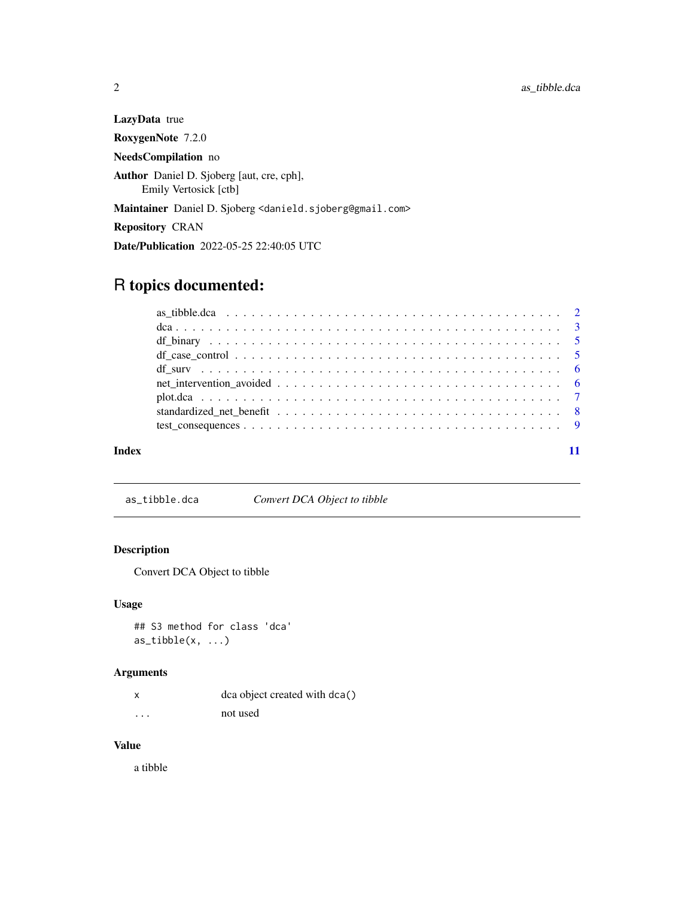**LazyData** true

**RoxygenNote** 7.2.0

**NeedsCompilation** no

**Author** Daniel D. Sjoberg [aut, cre, cph], Emily Vertosick [ctb]

**Maintainer** Daniel D. Sjoberg <danield.sjoberg@gmail.com>

**Repository** CRAN

**Date/Publication** 2022-05-25 22:40:05 UTC

# R topics documented:

as_tibble.dca . . . . . . . . . . . . . . . . . . . . . . . . . . . . . . . . . . . . . . . 2
dca . . . . . . . . . . . . . . . . . . . . . . . . . . . . . . . . . . . . . . . . . . . . 3
df_binary . . . . . . . . . . . . . . . . . . . . . . . . . . . . . . . . . . . . . . . . . 5
df_case_control . . . . . . . . . . . . . . . . . . . . . . . . . . . . . . . . . . . . . 5
df_surv . . . . . . . . . . . . . . . . . . . . . . . . . . . . . . . . . . . . . . . . . . 6
net_intervention_avoided . . . . . . . . . . . . . . . . . . . . . . . . . . . . . . . . 6
plot.dca . . . . . . . . . . . . . . . . . . . . . . . . . . . . . . . . . . . . . . . . . 7
standardized_net_benefit . . . . . . . . . . . . . . . . . . . . . . . . . . . . . . . . 8
test_consequences . . . . . . . . . . . . . . . . . . . . . . . . . . . . . . . . . . . . 9

**Index** 11

---

## as_tibble.dca *Convert DCA Object to tibble*

### Description

Convert DCA Object to tibble

### Usage

```
## S3 method for class 'dca'
as_tibble(x, ...)
```

### Arguments

| | |
|---|---|
| x | dca object created with `dca()` |
| ... | not used |

### Value

a tibble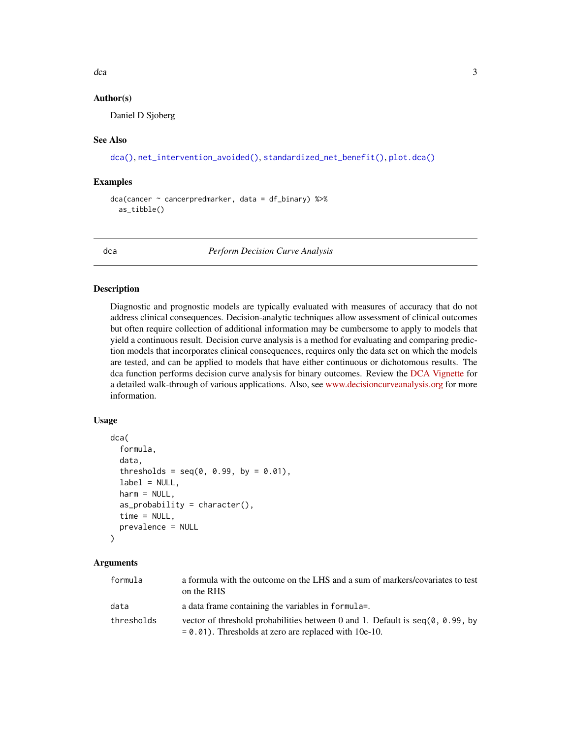### Author(s)

Daniel D Sjoberg

### See Also

dca(), net_intervention_avoided(), standardized_net_benefit(), plot.dca()

### Examples

```
dca(cancer ~ cancerpredmarker, data = df_binary) %>%
  as_tibble()
```

---

## dca — *Perform Decision Curve Analysis*

### Description

Diagnostic and prognostic models are typically evaluated with measures of accuracy that do not address clinical consequences. Decision-analytic techniques allow assessment of clinical outcomes but often require collection of additional information may be cumbersome to apply to models that yield a continuous result. Decision curve analysis is a method for evaluating and comparing prediction models that incorporates clinical consequences, requires only the data set on which the models are tested, and can be applied to models that have either continuous or dichotomous results. The dca function performs decision curve analysis for binary outcomes. Review the DCA Vignette for a detailed walk-through of various applications. Also, see www.decisioncurveanalysis.org for more information.

### Usage

```
dca(
  formula,
  data,
  thresholds = seq(0, 0.99, by = 0.01),
  label = NULL,
  harm = NULL,
  as_probability = character(),
  time = NULL,
  prevalence = NULL
)
```

### Arguments

| | |
|---|---|
| formula | a formula with the outcome on the LHS and a sum of markers/covariates to test on the RHS |
| data | a data frame containing the variables in `formula=`. |
| thresholds | vector of threshold probabilities between 0 and 1. Default is `seq(0, 0.99, by = 0.01)`. Thresholds at zero are replaced with 10e-10. |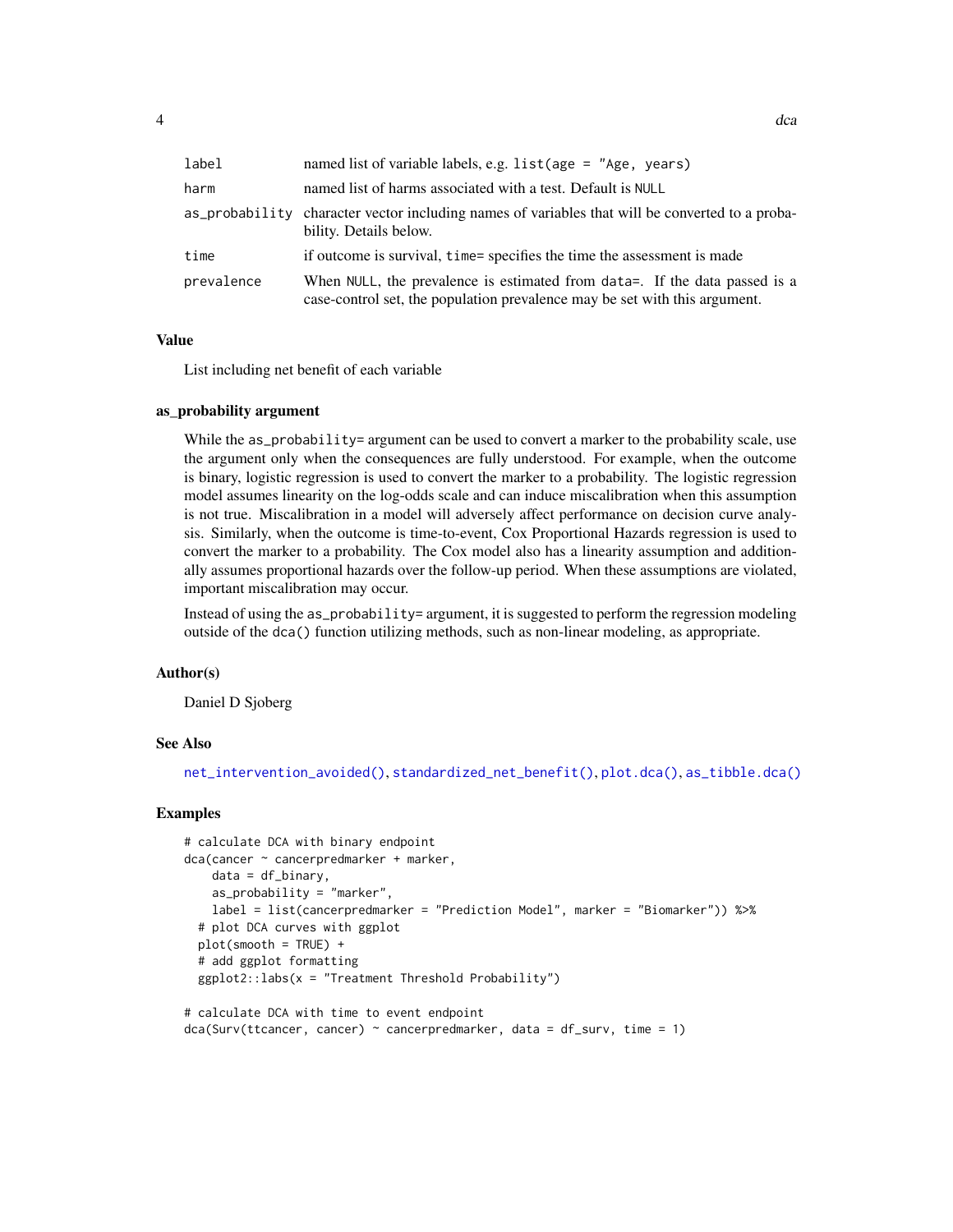| | |
|---|---|
| label | named list of variable labels, e.g. `list(age = "Age, years)` |
| harm | named list of harms associated with a test. Default is `NULL` |
| as_probability | character vector including names of variables that will be converted to a probability. Details below. |
| time | if outcome is survival, `time=` specifies the time the assessment is made |
| prevalence | When `NULL`, the prevalence is estimated from `data=`. If the data passed is a case-control set, the population prevalence may be set with this argument. |

### Value

List including net benefit of each variable

### as_probability argument

While the `as_probability=` argument can be used to convert a marker to the probability scale, use the argument only when the consequences are fully understood. For example, when the outcome is binary, logistic regression is used to convert the marker to a probability. The logistic regression model assumes linearity on the log-odds scale and can induce miscalibration when this assumption is not true. Miscalibration in a model will adversely affect performance on decision curve analysis. Similarly, when the outcome is time-to-event, Cox Proportional Hazards regression is used to convert the marker to a probability. The Cox model also has a linearity assumption and additionally assumes proportional hazards over the follow-up period. When these assumptions are violated, important miscalibration may occur.

Instead of using the `as_probability=` argument, it is suggested to perform the regression modeling outside of the `dca()` function utilizing methods, such as non-linear modeling, as appropriate.

### Author(s)

Daniel D Sjoberg

### See Also

`net_intervention_avoided()`, `standardized_net_benefit()`, `plot.dca()`, `as_tibble.dca()`

### Examples

```
# calculate DCA with binary endpoint
dca(cancer ~ cancerpredmarker + marker,
    data = df_binary,
    as_probability = "marker",
    label = list(cancerpredmarker = "Prediction Model", marker = "Biomarker")) %>%
  # plot DCA curves with ggplot
  plot(smooth = TRUE) +
  # add ggplot formatting
  ggplot2::labs(x = "Treatment Threshold Probability")

# calculate DCA with time to event endpoint
dca(Surv(ttcancer, cancer) ~ cancerpredmarker, data = df_surv, time = 1)
```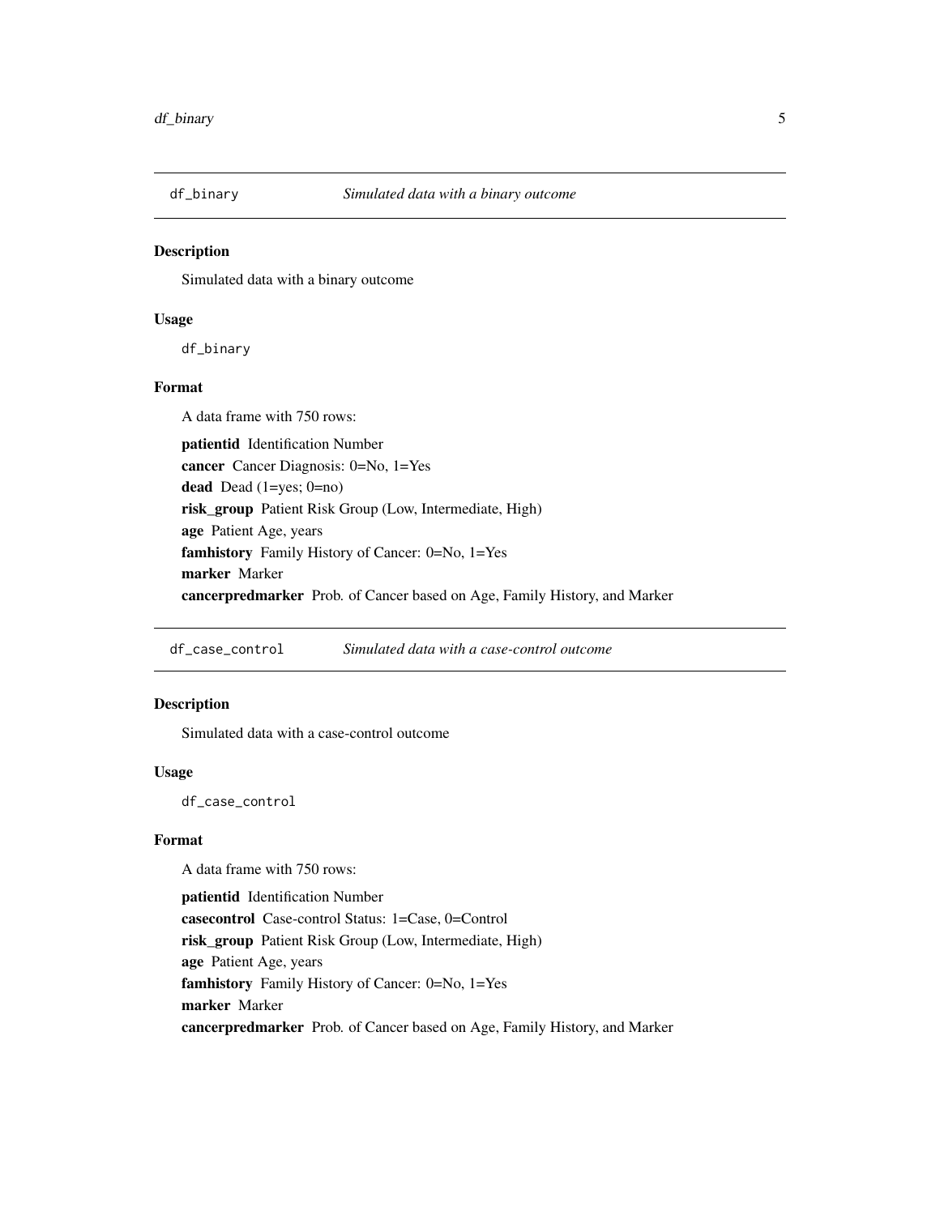## df_binary    *Simulated data with a binary outcome*

### Description

Simulated data with a binary outcome

### Usage

```
df_binary
```

### Format

A data frame with 750 rows:

**patientid** Identification Number
**cancer** Cancer Diagnosis: 0=No, 1=Yes
**dead** Dead (1=yes; 0=no)
**risk_group** Patient Risk Group (Low, Intermediate, High)
**age** Patient Age, years
**famhistory** Family History of Cancer: 0=No, 1=Yes
**marker** Marker
**cancerpredmarker** Prob. of Cancer based on Age, Family History, and Marker

## df_case_control    *Simulated data with a case-control outcome*

### Description

Simulated data with a case-control outcome

### Usage

```
df_case_control
```

### Format

A data frame with 750 rows:

**patientid** Identification Number
**casecontrol** Case-control Status: 1=Case, 0=Control
**risk_group** Patient Risk Group (Low, Intermediate, High)
**age** Patient Age, years
**famhistory** Family History of Cancer: 0=No, 1=Yes
**marker** Marker
**cancerpredmarker** Prob. of Cancer based on Age, Family History, and Marker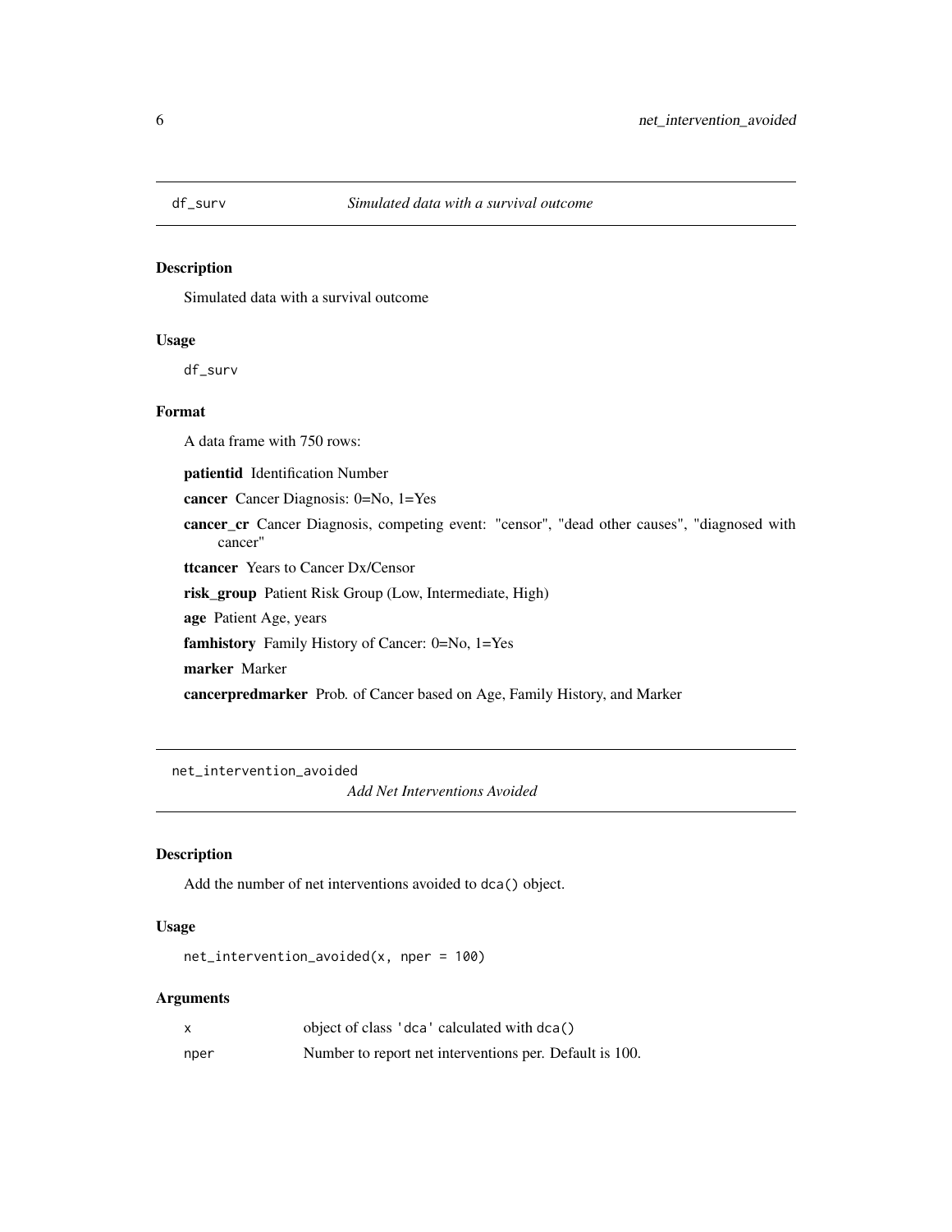## df_surv

*Simulated data with a survival outcome*

### Description

Simulated data with a survival outcome

### Usage

```
df_surv
```

### Format

A data frame with 750 rows:

**patientid** Identification Number

**cancer** Cancer Diagnosis: 0=No, 1=Yes

**cancer_cr** Cancer Diagnosis, competing event: "censor", "dead other causes", "diagnosed with cancer"

**ttcancer** Years to Cancer Dx/Censor

**risk_group** Patient Risk Group (Low, Intermediate, High)

**age** Patient Age, years

**famhistory** Family History of Cancer: 0=No, 1=Yes

**marker** Marker

**cancerpredmarker** Prob. of Cancer based on Age, Family History, and Marker

## net_intervention_avoided

*Add Net Interventions Avoided*

### Description

Add the number of net interventions avoided to `dca()` object.

### Usage

```
net_intervention_avoided(x, nper = 100)
```

### Arguments

| | |
|---|---|
| x | object of class 'dca' calculated with dca() |
| nper | Number to report net interventions per. Default is 100. |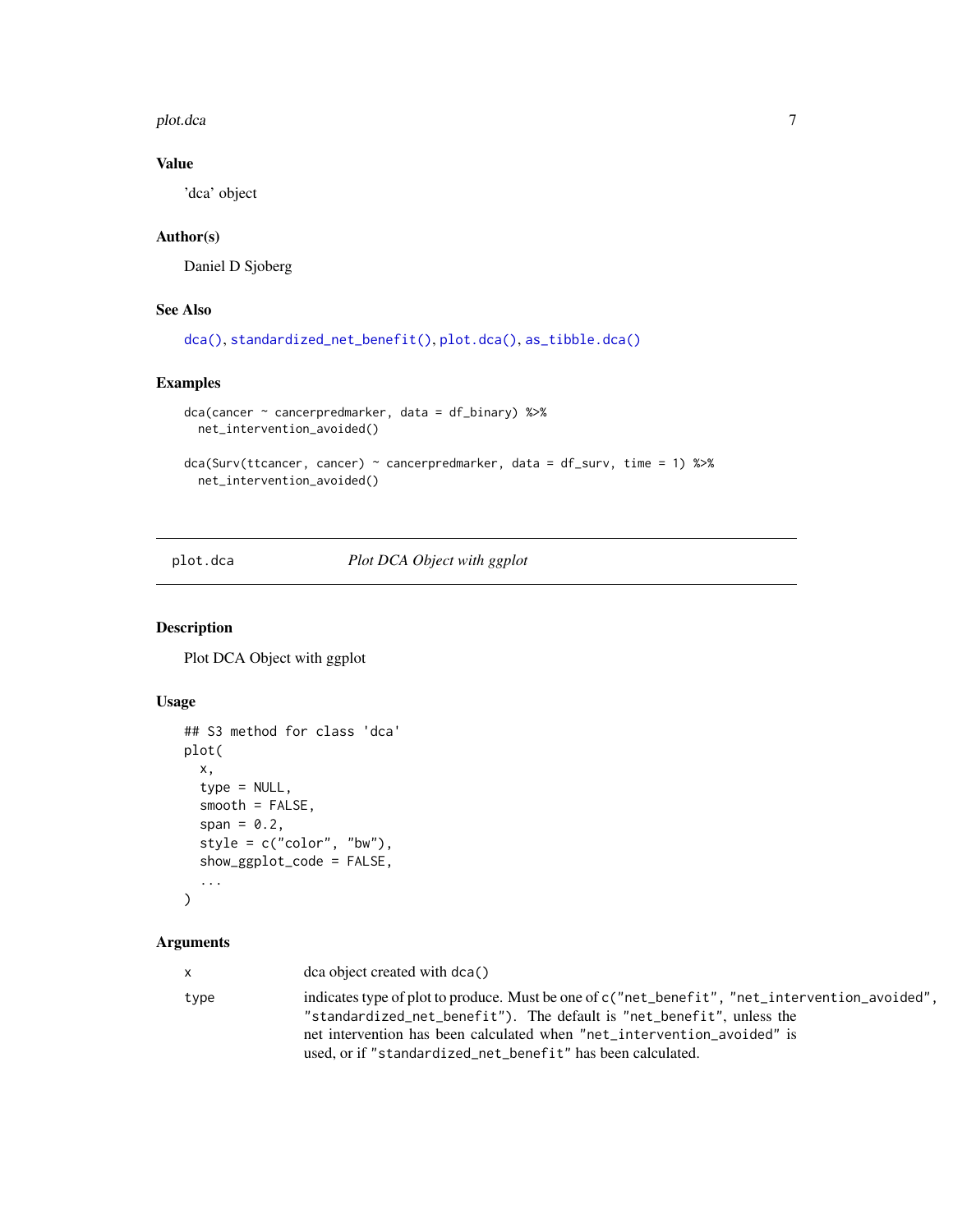### Value

'dca' object

### Author(s)

Daniel D Sjoberg

### See Also

dca(), standardized_net_benefit(), plot.dca(), as_tibble.dca()

### Examples

```
dca(cancer ~ cancerpredmarker, data = df_binary) %>%
  net_intervention_avoided()

dca(Surv(ttcancer, cancer) ~ cancerpredmarker, data = df_surv, time = 1) %>%
  net_intervention_avoided()
```

---

## plot.dca *Plot DCA Object with ggplot*

### Description

Plot DCA Object with ggplot

### Usage

```
## S3 method for class 'dca'
plot(
  x,
  type = NULL,
  smooth = FALSE,
  span = 0.2,
  style = c("color", "bw"),
  show_ggplot_code = FALSE,
  ...
)
```

### Arguments

| | |
|---|---|
| x | dca object created with `dca()` |
| type | indicates type of plot to produce. Must be one of `c("net_benefit", "net_intervention_avoided", "standardized_net_benefit")`. The default is `"net_benefit"`, unless the net intervention has been calculated when `"net_intervention_avoided"` is used, or if `"standardized_net_benefit"` has been calculated. |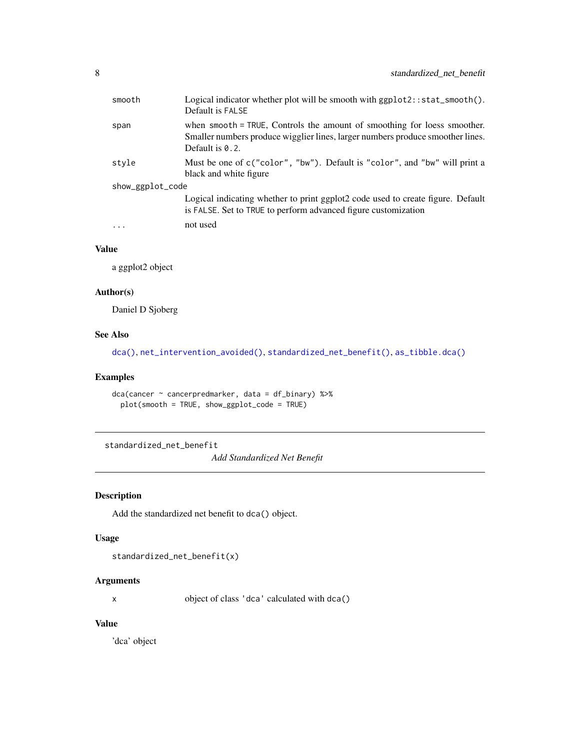| | |
|---|---|
| smooth | Logical indicator whether plot will be smooth with `ggplot2::stat_smooth()`. Default is `FALSE` |
| span | when `smooth = TRUE`, Controls the amount of smoothing for loess smoother. Smaller numbers produce wigglier lines, larger numbers produce smoother lines. Default is `0.2`. |
| style | Must be one of `c("color", "bw")`. Default is `"color"`, and `"bw"` will print a black and white figure |
| show_ggplot_code | Logical indicating whether to print ggplot2 code used to create figure. Default is `FALSE`. Set to `TRUE` to perform advanced figure customization |
| ... | not used |

### Value

a ggplot2 object

### Author(s)

Daniel D Sjoberg

### See Also

`dca()`, `net_intervention_avoided()`, `standardized_net_benefit()`, `as_tibble.dca()`

### Examples

```
dca(cancer ~ cancerpredmarker, data = df_binary) %>%
  plot(smooth = TRUE, show_ggplot_code = TRUE)
```

---

## standardized_net_benefit — *Add Standardized Net Benefit*

---

### Description

Add the standardized net benefit to `dca()` object.

### Usage

```
standardized_net_benefit(x)
```

### Arguments

| | |
|---|---|
| x | object of class `'dca'` calculated with `dca()` |

### Value

'dca' object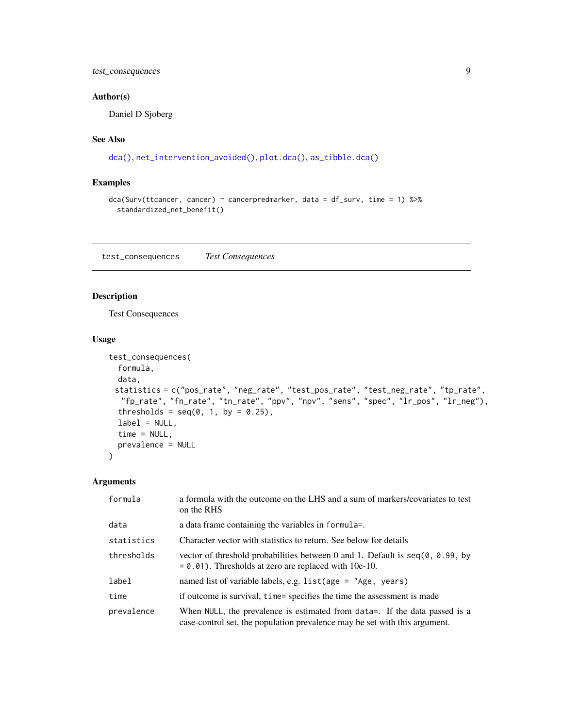### Author(s)

Daniel D Sjoberg

### See Also

dca(), net_intervention_avoided(), plot.dca(), as_tibble.dca()

### Examples

```
dca(Surv(ttcancer, cancer) ~ cancerpredmarker, data = df_surv, time = 1) %>%
  standardized_net_benefit()
```

---

## test_consequences &nbsp;&nbsp;&nbsp; *Test Consequences*

---

### Description

Test Consequences

### Usage

```
test_consequences(
  formula,
  data,
  statistics = c("pos_rate", "neg_rate", "test_pos_rate", "test_neg_rate", "tp_rate",
    "fp_rate", "fn_rate", "tn_rate", "ppv", "npv", "sens", "spec", "lr_pos", "lr_neg"),
  thresholds = seq(0, 1, by = 0.25),
  label = NULL,
  time = NULL,
  prevalence = NULL
)
```

### Arguments

| | |
|---|---|
| `formula` | a formula with the outcome on the LHS and a sum of markers/covariates to test on the RHS |
| `data` | a data frame containing the variables in `formula=`. |
| `statistics` | Character vector with statistics to return. See below for details |
| `thresholds` | vector of threshold probabilities between 0 and 1. Default is `seq(0, 0.99, by = 0.01)`. Thresholds at zero are replaced with 10e-10. |
| `label` | named list of variable labels, e.g. `list(age = "Age, years)` |
| `time` | if outcome is survival, `time=` specifies the time the assessment is made |
| `prevalence` | When `NULL`, the prevalence is estimated from `data=`. If the data passed is a case-control set, the population prevalence may be set with this argument. |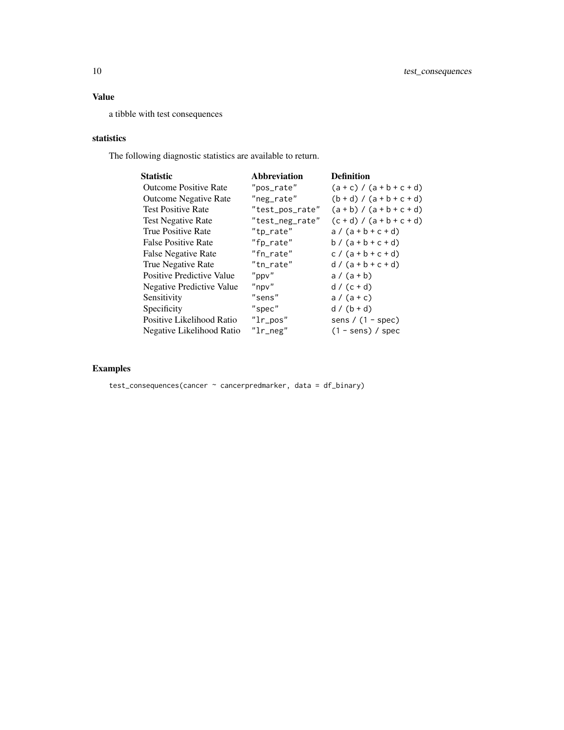## Value

a tibble with test consequences

## statistics

The following diagnostic statistics are available to return.

| Statistic | Abbreviation | Definition |
|---|---|---|
| Outcome Positive Rate | `"pos_rate"` | `(a + c) / (a + b + c + d)` |
| Outcome Negative Rate | `"neg_rate"` | `(b + d) / (a + b + c + d)` |
| Test Positive Rate | `"test_pos_rate"` | `(a + b) / (a + b + c + d)` |
| Test Negative Rate | `"test_neg_rate"` | `(c + d) / (a + b + c + d)` |
| True Positive Rate | `"tp_rate"` | `a / (a + b + c + d)` |
| False Positive Rate | `"fp_rate"` | `b / (a + b + c + d)` |
| False Negative Rate | `"fn_rate"` | `c / (a + b + c + d)` |
| True Negative Rate | `"tn_rate"` | `d / (a + b + c + d)` |
| Positive Predictive Value | `"ppv"` | `a / (a + b)` |
| Negative Predictive Value | `"npv"` | `d / (c + d)` |
| Sensitivity | `"sens"` | `a / (a + c)` |
| Specificity | `"spec"` | `d / (b + d)` |
| Positive Likelihood Ratio | `"lr_pos"` | `sens / (1 - spec)` |
| Negative Likelihood Ratio | `"lr_neg"` | `(1 - sens) / spec` |

## Examples

```
test_consequences(cancer ~ cancerpredmarker, data = df_binary)
```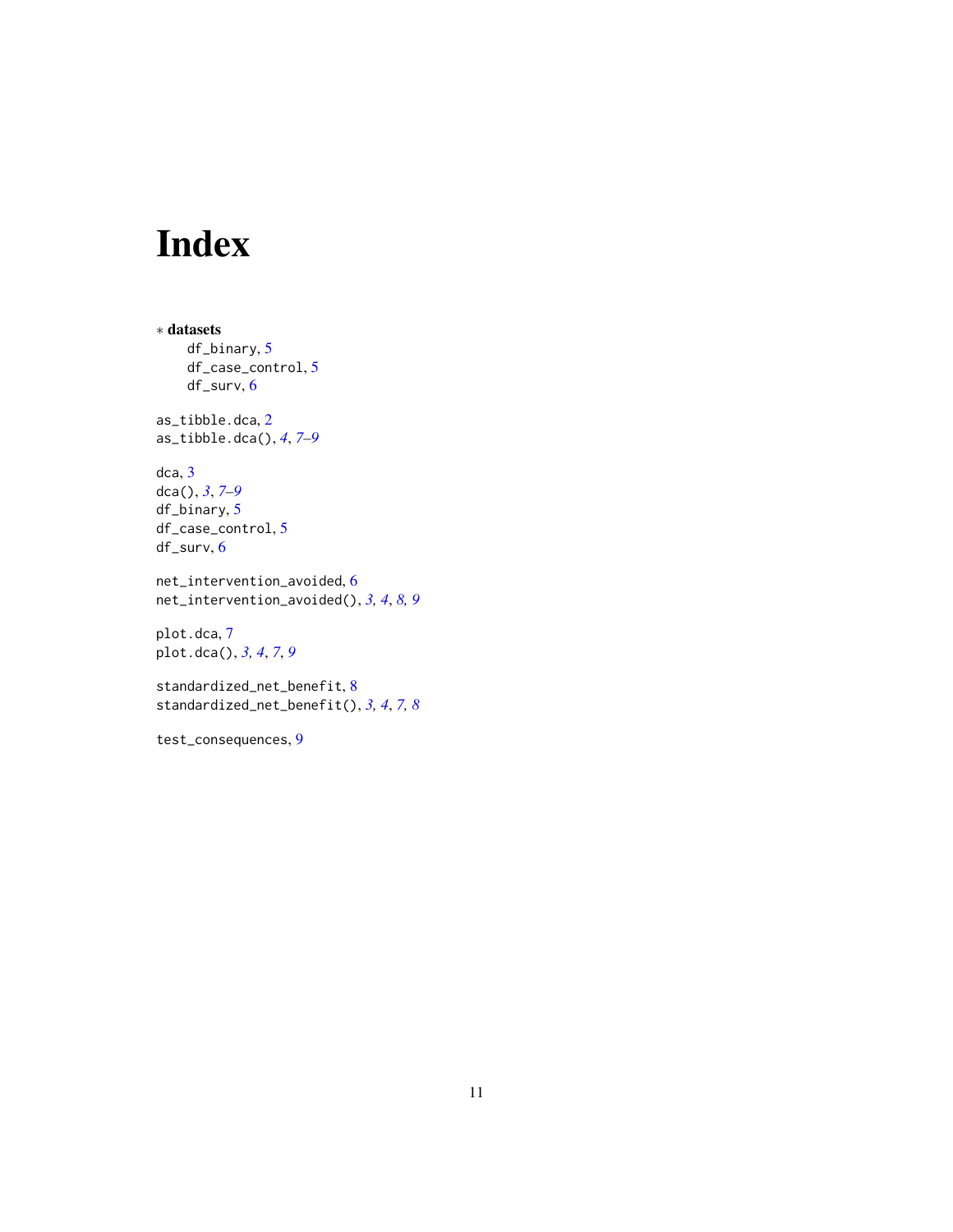# Index

∗ **datasets**

    df_binary, 5
    df_case_control, 5
    df_surv, 6

as_tibble.dca, 2
as_tibble.dca(), *4*, *7–9*

dca, 3
dca(), *3*, *7–9*
df_binary, 5
df_case_control, 5
df_surv, 6

net_intervention_avoided, 6
net_intervention_avoided(), *3, 4*, *8, 9*

plot.dca, 7
plot.dca(), *3, 4*, *7*, *9*

standardized_net_benefit, 8
standardized_net_benefit(), *3, 4*, *7, 8*

test_consequences, 9